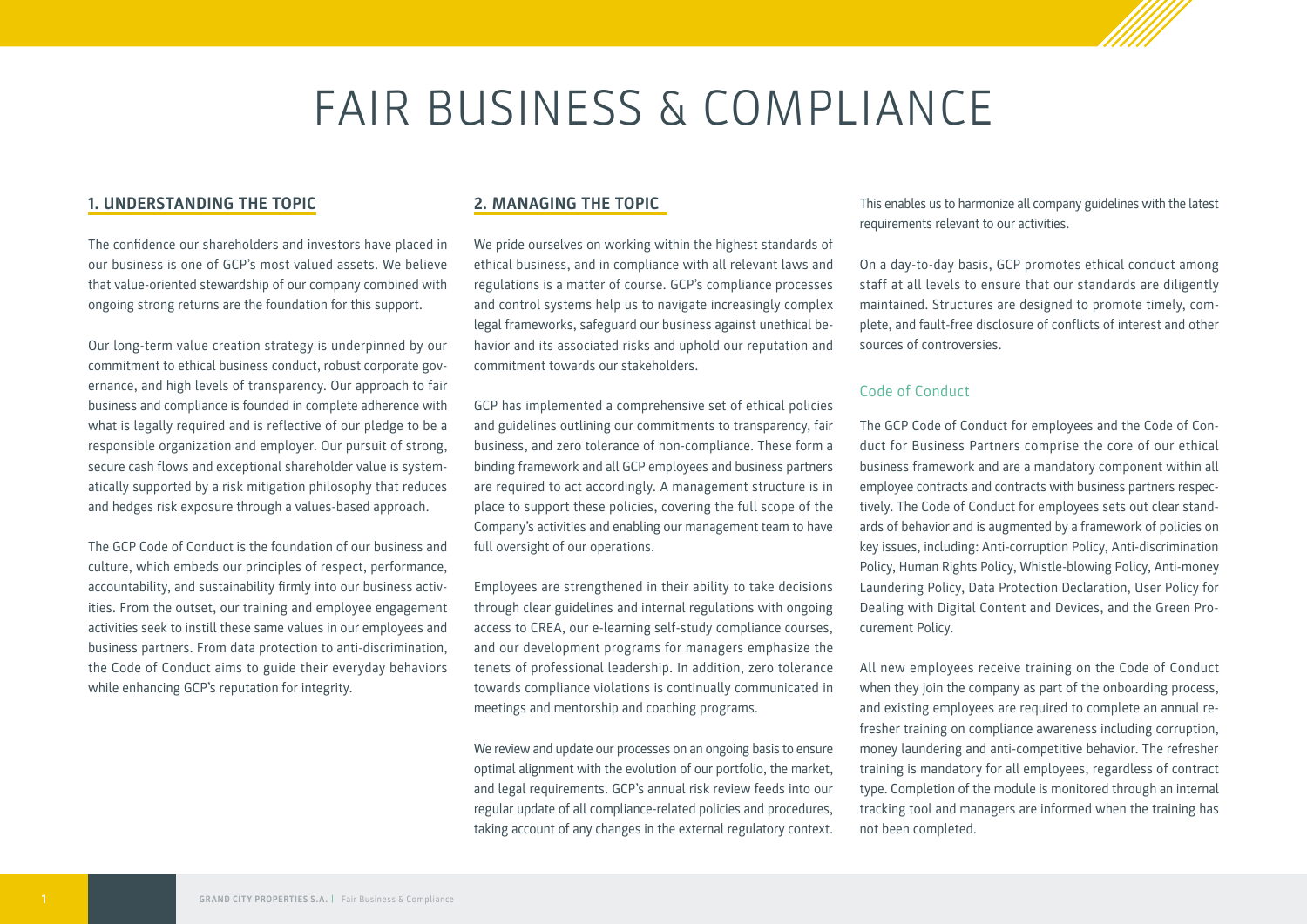# FAIR BUSINESS & COMPLIANCE

## 1. UNDERSTANDING THE TOPIC

The confidence our shareholders and investors have placed in our business is one of GCP's most valued assets. We believe that value-oriented stewardship of our company combined with ongoing strong returns are the foundation for this support.

Our long-term value creation strategy is underpinned by our commitment to ethical business conduct, robust corporate governance, and high levels of transparency. Our approach to fair business and compliance is founded in complete adherence with what is legally required and is reflective of our pledge to be a responsible organization and employer. Our pursuit of strong, secure cash flows and exceptional shareholder value is systematically supported by a risk mitigation philosophy that reduces and hedges risk exposure through a values-based approach.

The GCP Code of Conduct is the foundation of our business and culture, which embeds our principles of respect, performance, accountability, and sustainability firmly into our business activities. From the outset, our training and employee engagement activities seek to instill these same values in our employees and business partners. From data protection to anti-discrimination, the Code of Conduct aims to guide their everyday behaviors while enhancing GCP's reputation for integrity.

## 2. MANAGING THE TOPIC

We pride ourselves on working within the highest standards of ethical business, and in compliance with all relevant laws and regulations is a matter of course. GCP's compliance processes and control systems help us to navigate increasingly complex legal frameworks, safeguard our business against unethical behavior and its associated risks and uphold our reputation and commitment towards our stakeholders.

GCP has implemented a comprehensive set of ethical policies and guidelines outlining our commitments to transparency, fair business, and zero tolerance of non-compliance. These form a binding framework and all GCP employees and business partners are required to act accordingly. A management structure is in place to support these policies, covering the full scope of the Company's activities and enabling our management team to have full oversight of our operations.

Employees are strengthened in their ability to take decisions through clear guidelines and internal regulations with ongoing access to CREA, our e-learning self-study compliance courses, and our development programs for managers emphasize the tenets of professional leadership. In addition, zero tolerance towards compliance violations is continually communicated in meetings and mentorship and coaching programs.

We review and update our processes on an ongoing basis to ensure optimal alignment with the evolution of our portfolio, the market, and legal requirements. GCP's annual risk review feeds into our regular update of all compliance-related policies and procedures, taking account of any changes in the external regulatory context. This enables us to harmonize all company guidelines with the latest requirements relevant to our activities.

On a day-to-day basis, GCP promotes ethical conduct among staff at all levels to ensure that our standards are diligently maintained. Structures are designed to promote timely, complete, and fault-free disclosure of conflicts of interest and other sources of controversies.

### Code of Conduct

The GCP Code of Conduct for employees and the Code of Conduct for Business Partners comprise the core of our ethical business framework and are a mandatory component within all employee contracts and contracts with business partners respectively. The Code of Conduct for employees sets out clear standards of behavior and is augmented by a framework of policies on key issues, including: Anti-corruption Policy, Anti-discrimination Policy, Human Rights Policy, Whistle-blowing Policy, Anti-money Laundering Policy, Data Protection Declaration, User Policy for Dealing with Digital Content and Devices, and the Green Procurement Policy.

All new employees receive training on the Code of Conduct when they join the company as part of the onboarding process, and existing employees are required to complete an annual refresher training on compliance awareness including corruption, money laundering and anti-competitive behavior. The refresher training is mandatory for all employees, regardless of contract type. Completion of the module is monitored through an internal tracking tool and managers are informed when the training has not been completed.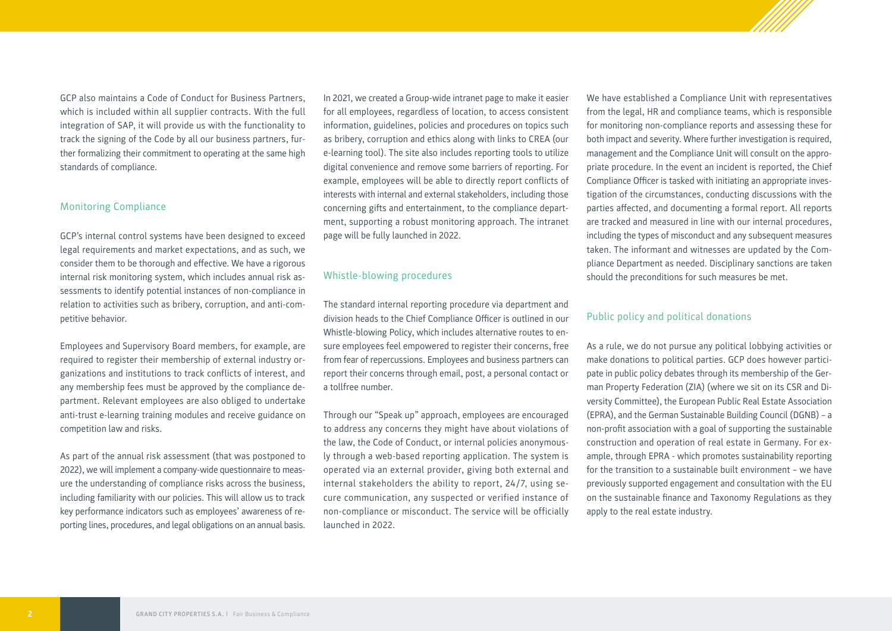GCP also maintains a Code of Conduct for Business Partners, which is included within all supplier contracts. With the full integration of SAP, it will provide us with the functionality to track the signing of the Code by all our business partners, further formalizing their commitment to operating at the same high standards of compliance.

## Monitoring Compliance

GCP's internal control systems have been designed to exceed legal requirements and market expectations, and as such, we consider them to be thorough and effective. We have a rigorous internal risk monitoring system, which includes annual risk assessments to identify potential instances of non-compliance in relation to activities such as bribery, corruption, and anti-competitive behavior.

Employees and Supervisory Board members, for example, are required to register their membership of external industry organizations and institutions to track conflicts of interest, and any membership fees must be approved by the compliance department. Relevant employees are also obliged to undertake anti-trust e-learning training modules and receive guidance on competition law and risks.

As part of the annual risk assessment (that was postponed to 2022), we will implement a company-wide questionnaire to measure the understanding of compliance risks across the business, including familiarity with our policies. This will allow us to track key performance indicators such as employees' awareness of reporting lines, procedures, and legal obligations on an annual basis.

In 2021, we created a Group-wide intranet page to make it easier for all employees, regardless of location, to access consistent information, guidelines, policies and procedures on topics such as bribery, corruption and ethics along with links to CREA (our e-learning tool). The site also includes reporting tools to utilize digital convenience and remove some barriers of reporting. For example, employees will be able to directly report conflicts of interests with internal and external stakeholders, including those concerning gifts and entertainment, to the compliance department, supporting a robust monitoring approach. The intranet page will be fully launched in 2022.

## Whistle-blowing procedures

The standard internal reporting procedure via department and division heads to the Chief Compliance Officer is outlined in our Whistle-blowing Policy, which includes alternative routes to ensure employees feel empowered to register their concerns, free from fear of repercussions. Employees and business partners can report their concerns through email, post, a personal contact or a tollfree number.

Through our "Speak up" approach, employees are encouraged to address any concerns they might have about violations of the law, the Code of Conduct, or internal policies anonymously through a web-based reporting application. The system is operated via an external provider, giving both external and internal stakeholders the ability to report, 24/7, using secure communication, any suspected or verified instance of non-compliance or misconduct. The service will be officially launched in 2022.

We have established a Compliance Unit with representatives from the legal, HR and compliance teams, which is responsible for monitoring non-compliance reports and assessing these for both impact and severity. Where further investigation is required, management and the Compliance Unit will consult on the appropriate procedure. In the event an incident is reported, the Chief Compliance Officer is tasked with initiating an appropriate investigation of the circumstances, conducting discussions with the parties affected, and documenting a formal report. All reports are tracked and measured in line with our internal procedures, including the types of misconduct and any subsequent measures taken. The informant and witnesses are updated by the Compliance Department as needed. Disciplinary sanctions are taken should the preconditions for such measures be met.

## Public policy and political donations

As a rule, we do not pursue any political lobbying activities or make donations to political parties. GCP does however participate in public policy debates through its membership of the German Property Federation (ZIA) (where we sit on its CSR and Diversity Committee), the European Public Real Estate Association (EPRA), and the German Sustainable Building Council (DGNB) – a non-profit association with a goal of supporting the sustainable construction and operation of real estate in Germany. For example, through EPRA - which promotes sustainability reporting for the transition to a sustainable built environment – we have previously supported engagement and consultation with the EU on the sustainable finance and Taxonomy Regulations as they apply to the real estate industry.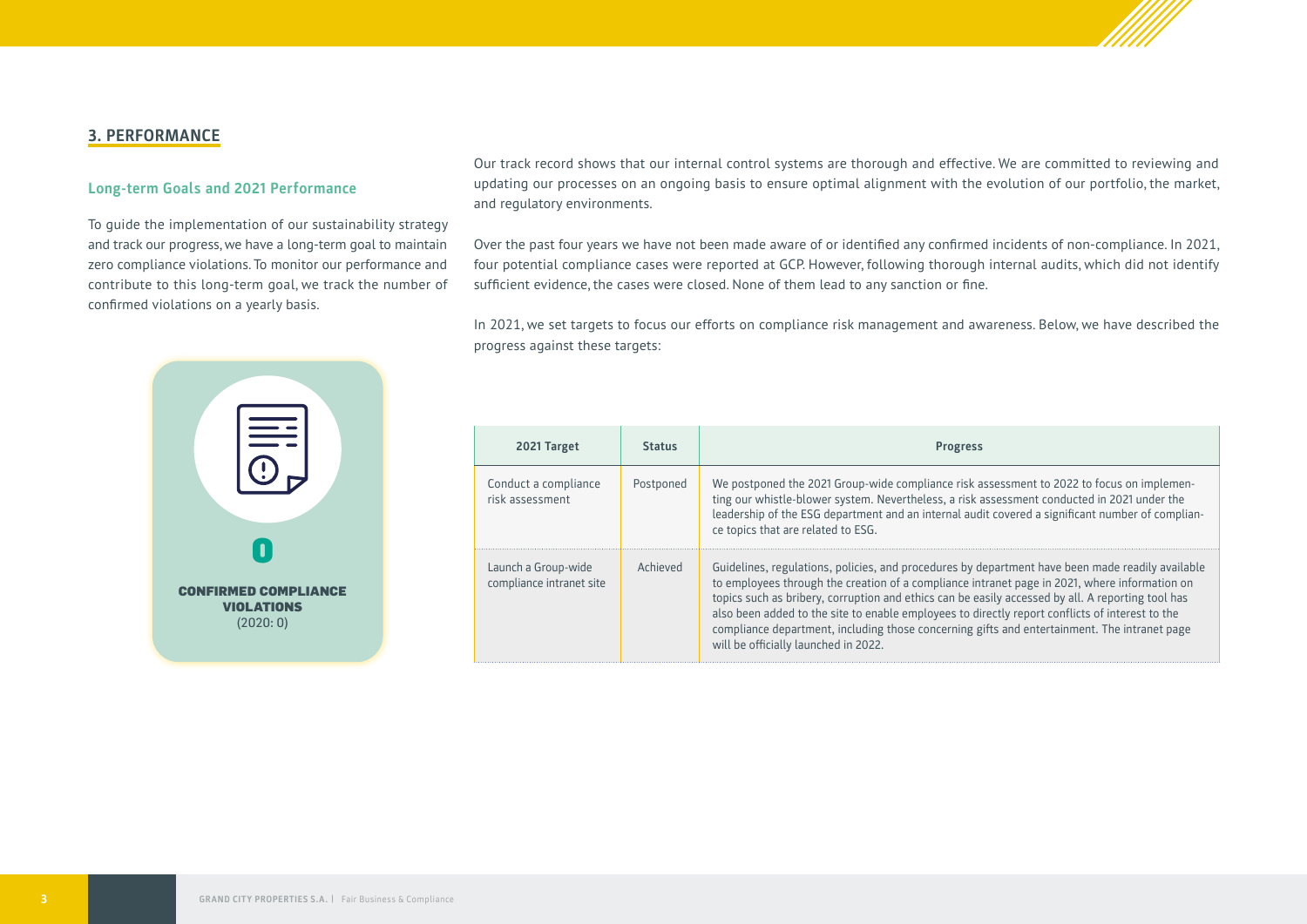## 3. PERFORMANCE

### Long-term Goals and 2021 Performance

To guide the implementation of our sustainability strategy and track our progress, we have a long-term goal to maintain zero compliance violations. To monitor our performance and contribute to this long-term goal, we track the number of confirmed violations on a yearly basis.

**0**

**CONFIRMED COMPLIANCE VIOLATIONS**
(2020: 0)

Our track record shows that our internal control systems are thorough and effective. We are committed to reviewing and updating our processes on an ongoing basis to ensure optimal alignment with the evolution of our portfolio, the market, and regulatory environments.

Over the past four years we have not been made aware of or identified any confirmed incidents of non-compliance. In 2021, four potential compliance cases were reported at GCP. However, following thorough internal audits, which did not identify sufficient evidence, the cases were closed. None of them lead to any sanction or fine.

In 2021, we set targets to focus our efforts on compliance risk management and awareness. Below, we have described the progress against these targets:

| 2021 Target | Status | Progress |
| --- | --- | --- |
| Conduct a compliance risk assessment | Postponed | We postponed the 2021 Group-wide compliance risk assessment to 2022 to focus on implementing our whistle-blower system. Nevertheless, a risk assessment conducted in 2021 under the leadership of the ESG department and an internal audit covered a significant number of compliance topics that are related to ESG. |
| Launch a Group-wide compliance intranet site | Achieved | Guidelines, regulations, policies, and procedures by department have been made readily available to employees through the creation of a compliance intranet page in 2021, where information on topics such as bribery, corruption and ethics can be easily accessed by all. A reporting tool has also been added to the site to enable employees to directly report conflicts of interest to the compliance department, including those concerning gifts and entertainment. The intranet page will be officially launched in 2022. |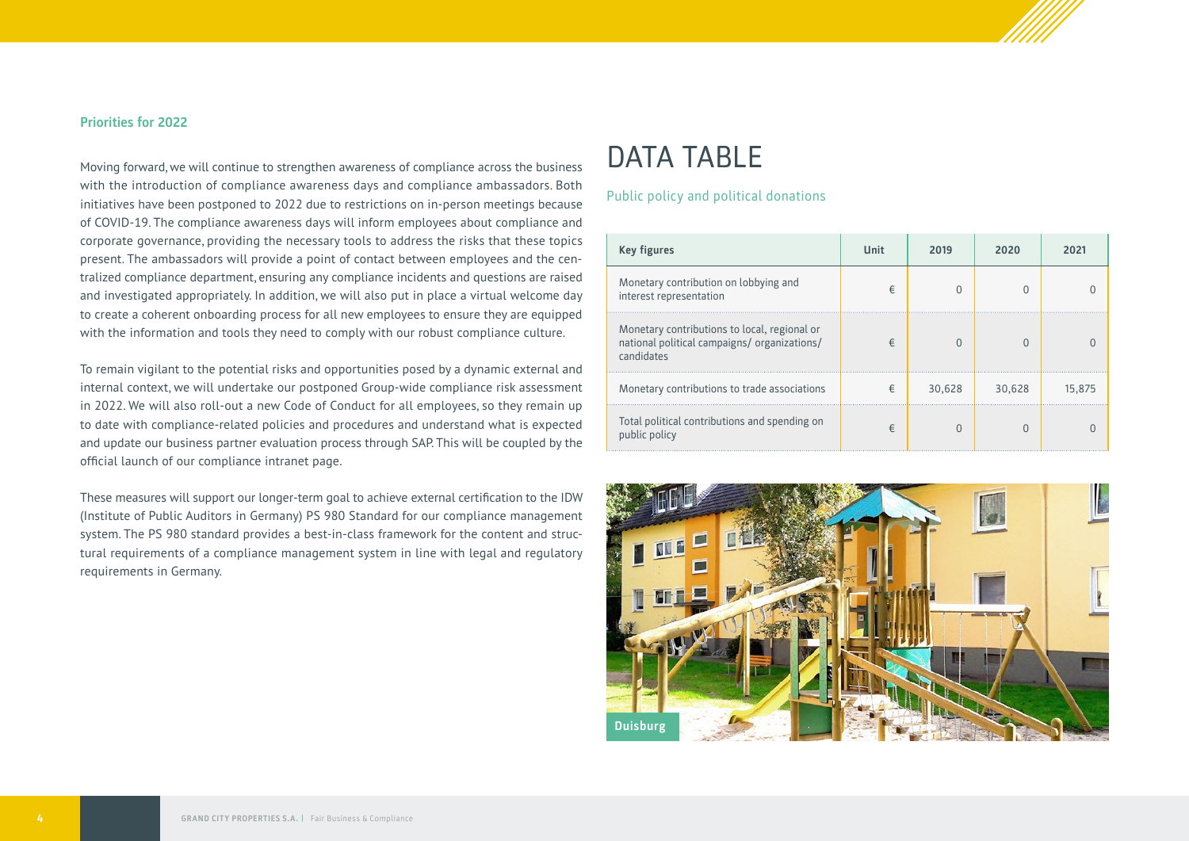### Priorities for 2022

Moving forward, we will continue to strengthen awareness of compliance across the business with the introduction of compliance awareness days and compliance ambassadors. Both initiatives have been postponed to 2022 due to restrictions on in-person meetings because of COVID-19. The compliance awareness days will inform employees about compliance and corporate governance, providing the necessary tools to address the risks that these topics present. The ambassadors will provide a point of contact between employees and the centralized compliance department, ensuring any compliance incidents and questions are raised and investigated appropriately. In addition, we will also put in place a virtual welcome day to create a coherent onboarding process for all new employees to ensure they are equipped with the information and tools they need to comply with our robust compliance culture.

To remain vigilant to the potential risks and opportunities posed by a dynamic external and internal context, we will undertake our postponed Group-wide compliance risk assessment in 2022. We will also roll-out a new Code of Conduct for all employees, so they remain up to date with compliance-related policies and procedures and understand what is expected and update our business partner evaluation process through SAP. This will be coupled by the official launch of our compliance intranet page.

These measures will support our longer-term goal to achieve external certification to the IDW (Institute of Public Auditors in Germany) PS 980 Standard for our compliance management system. The PS 980 standard provides a best-in-class framework for the content and structural requirements of a compliance management system in line with legal and regulatory requirements in Germany.

# DATA TABLE

Public policy and political donations

| Key figures | Unit | 2019 | 2020 | 2021 |
|---|---|---|---|---|
| Monetary contribution on lobbying and interest representation | € | 0 | 0 | 0 |
| Monetary contributions to local, regional or national political campaigns/ organizations/ candidates | € | 0 | 0 | 0 |
| Monetary contributions to trade associations | € | 30,628 | 30,628 | 15,875 |
| Total political contributions and spending on public policy | € | 0 | 0 | 0 |

Duisburg